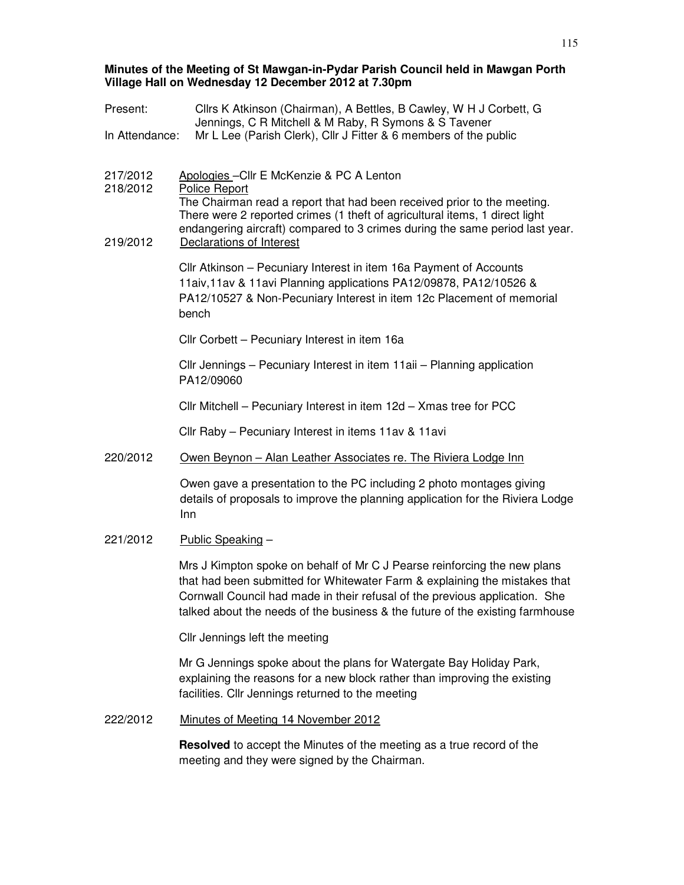**Minutes of the Meeting of St Mawgan-in-Pydar Parish Council held in Mawgan Porth Village Hall on Wednesday 12 December 2012 at 7.30pm**

Present: Cllrs K Atkinson (Chairman), A Bettles, B Cawley, W H J Corbett, G Jennings, C R Mitchell & M Raby, R Symons & S Tavener

In Attendance: Mr L Lee (Parish Clerk), Cllr J Fitter & 6 members of the public

217/2012 Apologies –Cllr E McKenzie & PC A Lenton

218/2012 Police Report

The Chairman read a report that had been received prior to the meeting. There were 2 reported crimes (1 theft of agricultural items, 1 direct light endangering aircraft) compared to 3 crimes during the same period last year.

219/2012 Declarations of Interest

Cllr Atkinson – Pecuniary Interest in item 16a Payment of Accounts 11aiv,11av & 11avi Planning applications PA12/09878, PA12/10526 & PA12/10527 & Non-Pecuniary Interest in item 12c Placement of memorial bench

Cllr Corbett – Pecuniary Interest in item 16a

Cllr Jennings – Pecuniary Interest in item 11aii – Planning application PA12/09060

Cllr Mitchell – Pecuniary Interest in item 12d – Xmas tree for PCC

Cllr Raby – Pecuniary Interest in items 11av & 11avi

220/2012 Owen Beynon – Alan Leather Associates re. The Riviera Lodge Inn

Owen gave a presentation to the PC including 2 photo montages giving details of proposals to improve the planning application for the Riviera Lodge Inn

221/2012 Public Speaking –

Mrs J Kimpton spoke on behalf of Mr C J Pearse reinforcing the new plans that had been submitted for Whitewater Farm & explaining the mistakes that Cornwall Council had made in their refusal of the previous application. She talked about the needs of the business & the future of the existing farmhouse

Cllr Jennings left the meeting

Mr G Jennings spoke about the plans for Watergate Bay Holiday Park, explaining the reasons for a new block rather than improving the existing facilities. Cllr Jennings returned to the meeting

222/2012 Minutes of Meeting 14 November 2012

**Resolved** to accept the Minutes of the meeting as a true record of the meeting and they were signed by the Chairman.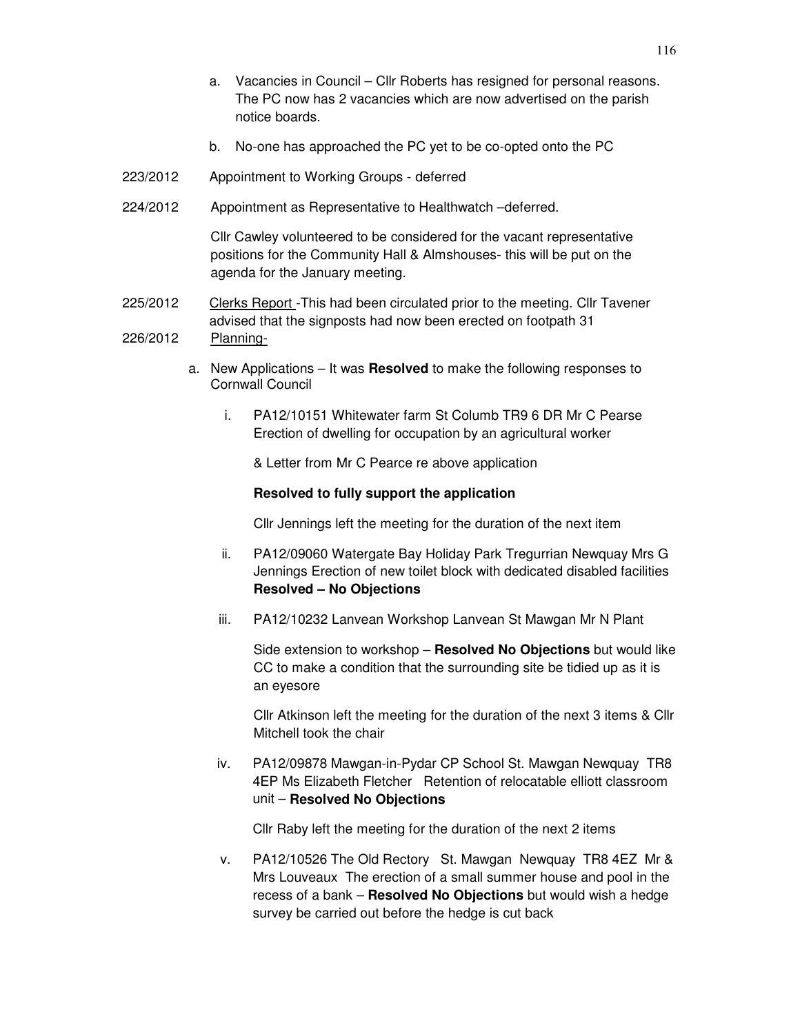a. Vacancies in Council – Cllr Roberts has resigned for personal reasons. The PC now has 2 vacancies which are now advertised on the parish notice boards.

b. No-one has approached the PC yet to be co-opted onto the PC

223/2012 Appointment to Working Groups - deferred

224/2012 Appointment as Representative to Healthwatch –deferred.

Cllr Cawley volunteered to be considered for the vacant representative positions for the Community Hall & Almshouses- this will be put on the agenda for the January meeting.

225/2012 Clerks Report -This had been circulated prior to the meeting. Cllr Tavener advised that the signposts had now been erected on footpath 31

226/2012 Planning-

a. New Applications – It was **Resolved** to make the following responses to Cornwall Council

   i. PA12/10151 Whitewater farm St Columb TR9 6 DR Mr C Pearse Erection of dwelling for occupation by an agricultural worker

      & Letter from Mr C Pearce re above application

      **Resolved to fully support the application**

      Cllr Jennings left the meeting for the duration of the next item

   ii. PA12/09060 Watergate Bay Holiday Park Tregurrian Newquay Mrs G Jennings Erection of new toilet block with dedicated disabled facilities **Resolved – No Objections**

   iii. PA12/10232 Lanvean Workshop Lanvean St Mawgan Mr N Plant

      Side extension to workshop – **Resolved No Objections** but would like CC to make a condition that the surrounding site be tidied up as it is an eyesore

      Cllr Atkinson left the meeting for the duration of the next 3 items & Cllr Mitchell took the chair

   iv. PA12/09878 Mawgan-in-Pydar CP School St. Mawgan Newquay TR8 4EP Ms Elizabeth Fletcher Retention of relocatable elliott classroom unit – **Resolved No Objections**

      Cllr Raby left the meeting for the duration of the next 2 items

   v. PA12/10526 The Old Rectory St. Mawgan Newquay TR8 4EZ Mr & Mrs Louveaux The erection of a small summer house and pool in the recess of a bank – **Resolved No Objections** but would wish a hedge survey be carried out before the hedge is cut back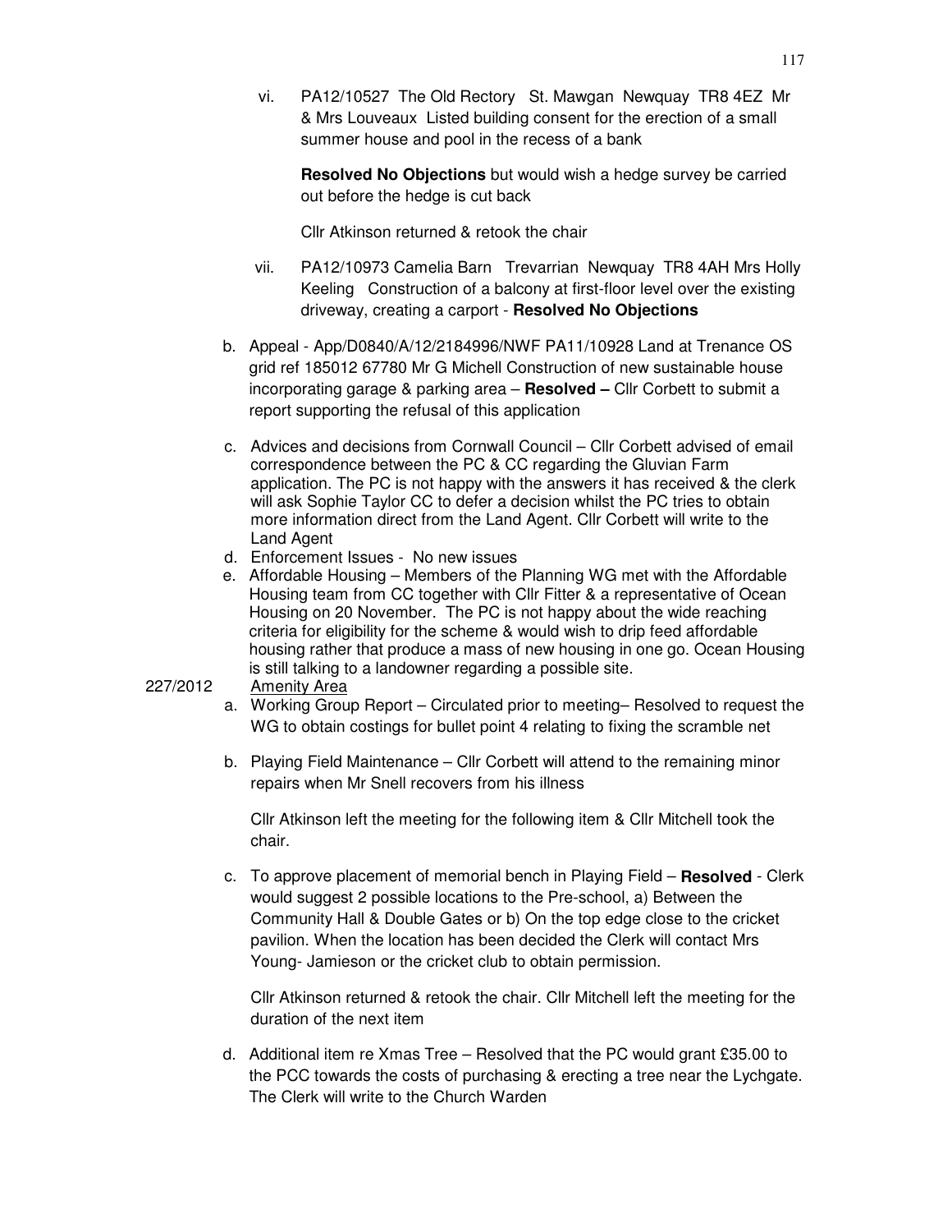vi. PA12/10527 The Old Rectory St. Mawgan Newquay TR8 4EZ Mr & Mrs Louveaux Listed building consent for the erection of a small summer house and pool in the recess of a bank

   **Resolved No Objections** but would wish a hedge survey be carried out before the hedge is cut back

   Cllr Atkinson returned & retook the chair

vii. PA12/10973 Camelia Barn Trevarrian Newquay TR8 4AH Mrs Holly Keeling Construction of a balcony at first-floor level over the existing driveway, creating a carport - **Resolved No Objections**

b. Appeal - App/D0840/A/12/2184996/NWF PA11/10928 Land at Trenance OS grid ref 185012 67780 Mr G Michell Construction of new sustainable house incorporating garage & parking area – **Resolved –** Cllr Corbett to submit a report supporting the refusal of this application

c. Advices and decisions from Cornwall Council – Cllr Corbett advised of email correspondence between the PC & CC regarding the Gluvian Farm application. The PC is not happy with the answers it has received & the clerk will ask Sophie Taylor CC to defer a decision whilst the PC tries to obtain more information direct from the Land Agent. Cllr Corbett will write to the Land Agent

d. Enforcement Issues - No new issues

e. Affordable Housing – Members of the Planning WG met with the Affordable Housing team from CC together with Cllr Fitter & a representative of Ocean Housing on 20 November. The PC is not happy about the wide reaching criteria for eligibility for the scheme & would wish to drip feed affordable housing rather that produce a mass of new housing in one go. Ocean Housing is still talking to a landowner regarding a possible site.

227/2012 Amenity Area

a. Working Group Report – Circulated prior to meeting– Resolved to request the WG to obtain costings for bullet point 4 relating to fixing the scramble net

b. Playing Field Maintenance – Cllr Corbett will attend to the remaining minor repairs when Mr Snell recovers from his illness

   Cllr Atkinson left the meeting for the following item & Cllr Mitchell took the chair.

c. To approve placement of memorial bench in Playing Field – **Resolved** - Clerk would suggest 2 possible locations to the Pre-school, a) Between the Community Hall & Double Gates or b) On the top edge close to the cricket pavilion. When the location has been decided the Clerk will contact Mrs Young- Jamieson or the cricket club to obtain permission.

   Cllr Atkinson returned & retook the chair. Cllr Mitchell left the meeting for the duration of the next item

d. Additional item re Xmas Tree – Resolved that the PC would grant £35.00 to the PCC towards the costs of purchasing & erecting a tree near the Lychgate. The Clerk will write to the Church Warden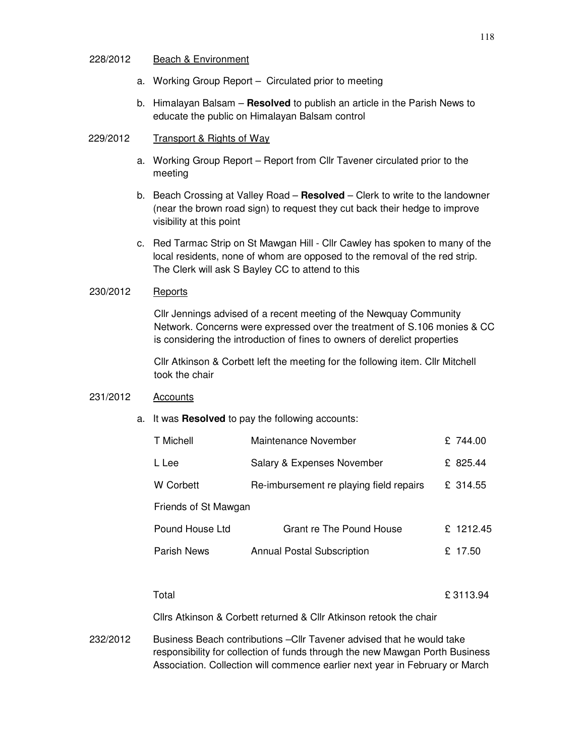228/2012 Beach & Environment

a. Working Group Report – Circulated prior to meeting

b. Himalayan Balsam – **Resolved** to publish an article in the Parish News to educate the public on Himalayan Balsam control

229/2012 Transport & Rights of Way

a. Working Group Report – Report from Cllr Tavener circulated prior to the meeting

b. Beach Crossing at Valley Road – **Resolved** – Clerk to write to the landowner (near the brown road sign) to request they cut back their hedge to improve visibility at this point

c. Red Tarmac Strip on St Mawgan Hill - Cllr Cawley has spoken to many of the local residents, none of whom are opposed to the removal of the red strip. The Clerk will ask S Bayley CC to attend to this

230/2012 Reports

Cllr Jennings advised of a recent meeting of the Newquay Community Network. Concerns were expressed over the treatment of S.106 monies & CC is considering the introduction of fines to owners of derelict properties

Cllr Atkinson & Corbett left the meeting for the following item. Cllr Mitchell took the chair

231/2012 Accounts

a. It was **Resolved** to pay the following accounts:

| | | |
|---|---|---|
| T Michell | Maintenance November | £ 744.00 |
| L Lee | Salary & Expenses November | £ 825.44 |
| W Corbett | Re-imbursement re playing field repairs | £ 314.55 |
| Friends of St Mawgan | | |
| Pound House Ltd | Grant re The Pound House | £ 1212.45 |
| Parish News | Annual Postal Subscription | £ 17.50 |
| | | |
| Total | | £ 3113.94 |

Cllrs Atkinson & Corbett returned & Cllr Atkinson retook the chair

232/2012 Business Beach contributions –Cllr Tavener advised that he would take responsibility for collection of funds through the new Mawgan Porth Business Association. Collection will commence earlier next year in February or March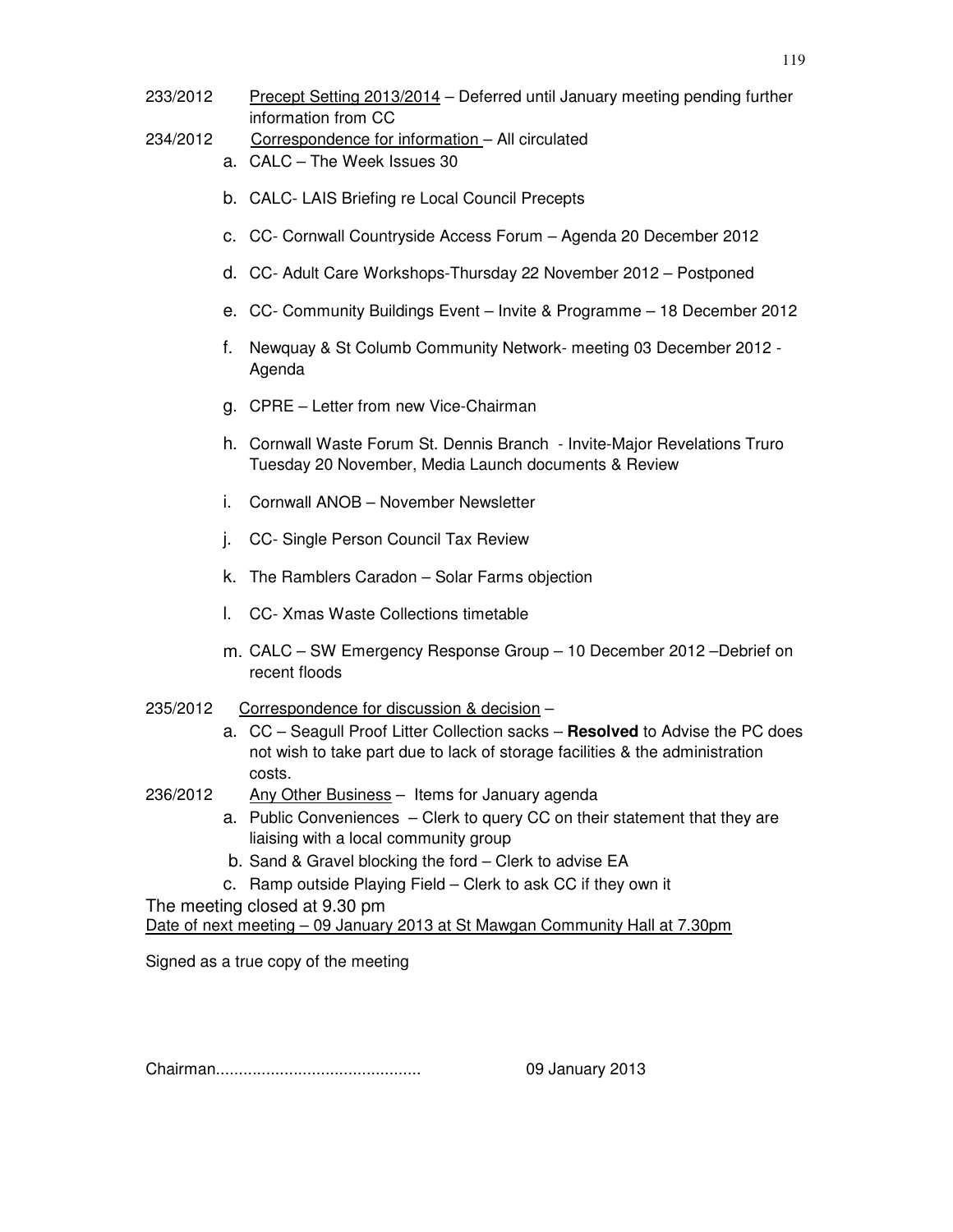233/2012 Precept Setting 2013/2014 – Deferred until January meeting pending further information from CC

234/2012 Correspondence for information – All circulated

a. CALC – The Week Issues 30
b. CALC- LAIS Briefing re Local Council Precepts
c. CC- Cornwall Countryside Access Forum – Agenda 20 December 2012
d. CC- Adult Care Workshops-Thursday 22 November 2012 – Postponed
e. CC- Community Buildings Event – Invite & Programme – 18 December 2012
f. Newquay & St Columb Community Network- meeting 03 December 2012 - Agenda
g. CPRE – Letter from new Vice-Chairman
h. Cornwall Waste Forum St. Dennis Branch - Invite-Major Revelations Truro Tuesday 20 November, Media Launch documents & Review
i. Cornwall ANOB – November Newsletter
j. CC- Single Person Council Tax Review
k. The Ramblers Caradon – Solar Farms objection
l. CC- Xmas Waste Collections timetable
m. CALC – SW Emergency Response Group – 10 December 2012 –Debrief on recent floods

235/2012 Correspondence for discussion & decision –

a. CC – Seagull Proof Litter Collection sacks – **Resolved** to Advise the PC does not wish to take part due to lack of storage facilities & the administration costs.

236/2012 Any Other Business – Items for January agenda

a. Public Conveniences – Clerk to query CC on their statement that they are liaising with a local community group
b. Sand & Gravel blocking the ford – Clerk to advise EA
c. Ramp outside Playing Field – Clerk to ask CC if they own it

The meeting closed at 9.30 pm

Date of next meeting – 09 January 2013 at St Mawgan Community Hall at 7.30pm

Signed as a true copy of the meeting

Chairman............................................ 09 January 2013